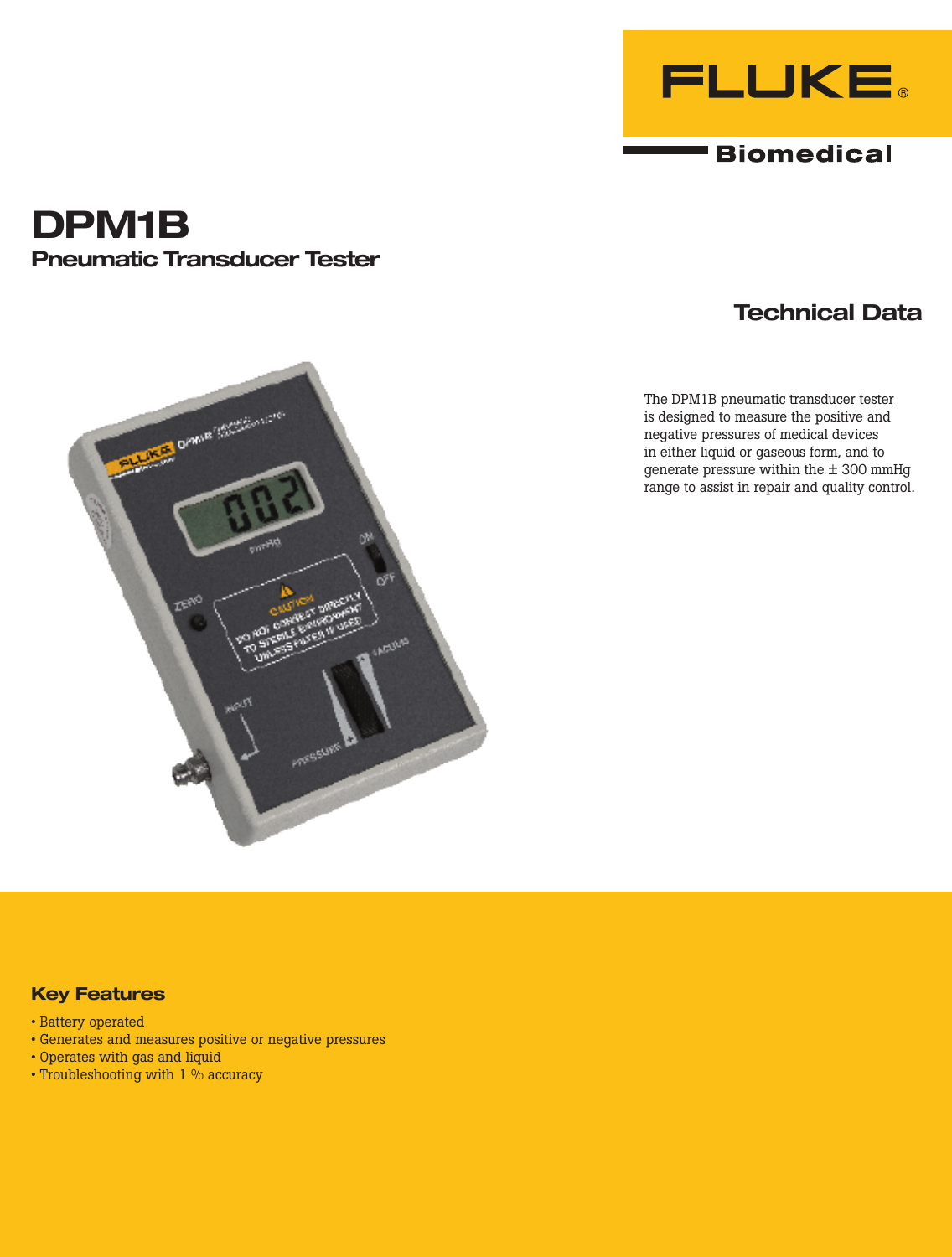FLUKE®

Biomedical

# DPM1B

## Pneumatic Transducer Tester

## Technical Data

The DPM1B pneumatic transducer tester is designed to measure the positive and negative pressures of medical devices in either liquid or gaseous form, and to generate pressure within the ± 300 mmHg range to assist in repair and quality control.

### Key Features

- Battery operated
- Generates and measures positive or negative pressures
- Operates with gas and liquid
- Troubleshooting with 1 % accuracy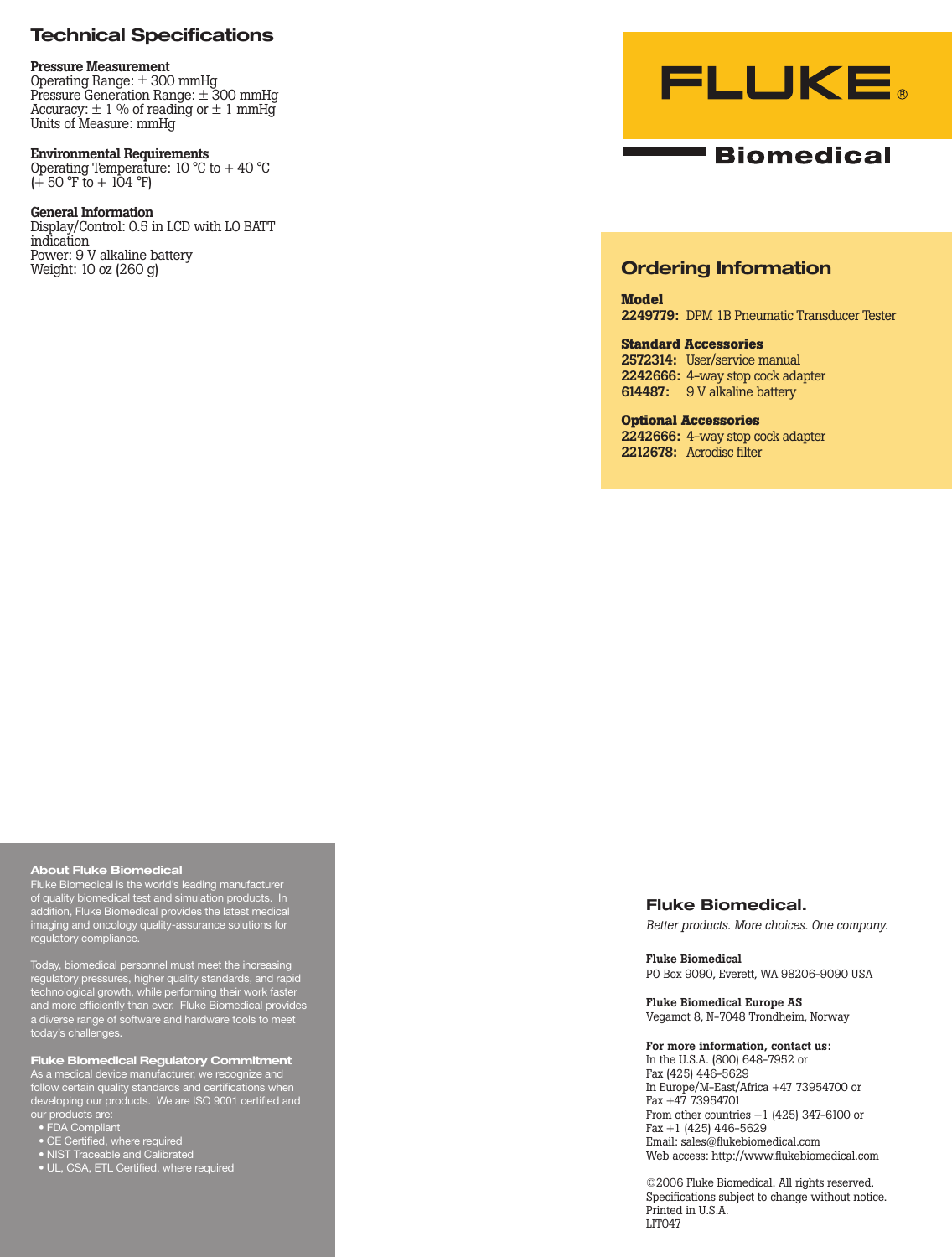## Technical Specifications

**Pressure Measurement**
Operating Range: ± 300 mmHg
Pressure Generation Range: ± 300 mmHg
Accuracy: ± 1 % of reading or ± 1 mmHg
Units of Measure: mmHg

**Environmental Requirements**
Operating Temperature: 10 °C to + 40 °C (+ 50 °F to + 104 °F)

**General Information**
Display/Control: 0.5 in LCD with LO BATT indication
Power: 9 V alkaline battery
Weight: 10 oz (260 g)

FLUKE® Biomedical

## Ordering Information

**Model**
**2249779:** DPM 1B Pneumatic Transducer Tester

**Standard Accessories**
**2572314:** User/service manual
**2242666:** 4-way stop cock adapter
**614487:** 9 V alkaline battery

**Optional Accessories**
**2242666:** 4-way stop cock adapter
**2212678:** Acrodisc filter

**About Fluke Biomedical**
Fluke Biomedical is the world's leading manufacturer of quality biomedical test and simulation products. In addition, Fluke Biomedical provides the latest medical imaging and oncology quality-assurance solutions for regulatory compliance.

Today, biomedical personnel must meet the increasing regulatory pressures, higher quality standards, and rapid technological growth, while performing their work faster and more efficiently than ever. Fluke Biomedical provides a diverse range of software and hardware tools to meet today's challenges.

**Fluke Biomedical Regulatory Commitment**
As a medical device manufacturer, we recognize and follow certain quality standards and certifications when developing our products. We are ISO 9001 certified and our products are:

- FDA Compliant
- CE Certified, where required
- NIST Traceable and Calibrated
- UL, CSA, ETL Certified, where required

**Fluke Biomedical.**
*Better products. More choices. One company.*

**Fluke Biomedical**
PO Box 9090, Everett, WA 98206-9090 USA

**Fluke Biomedical Europe AS**
Vegamot 8, N-7048 Trondheim, Norway

**For more information, contact us:**
In the U.S.A. (800) 648-7952 or
Fax (425) 446-5629
In Europe/M-East/Africa +47 73954700 or
Fax +47 73954701
From other countries +1 (425) 347-6100 or
Fax +1 (425) 446-5629
Email: sales@flukebiomedical.com
Web access: http://www.flukebiomedical.com

©2006 Fluke Biomedical. All rights reserved.
Specifications subject to change without notice.
Printed in U.S.A.
LIT047